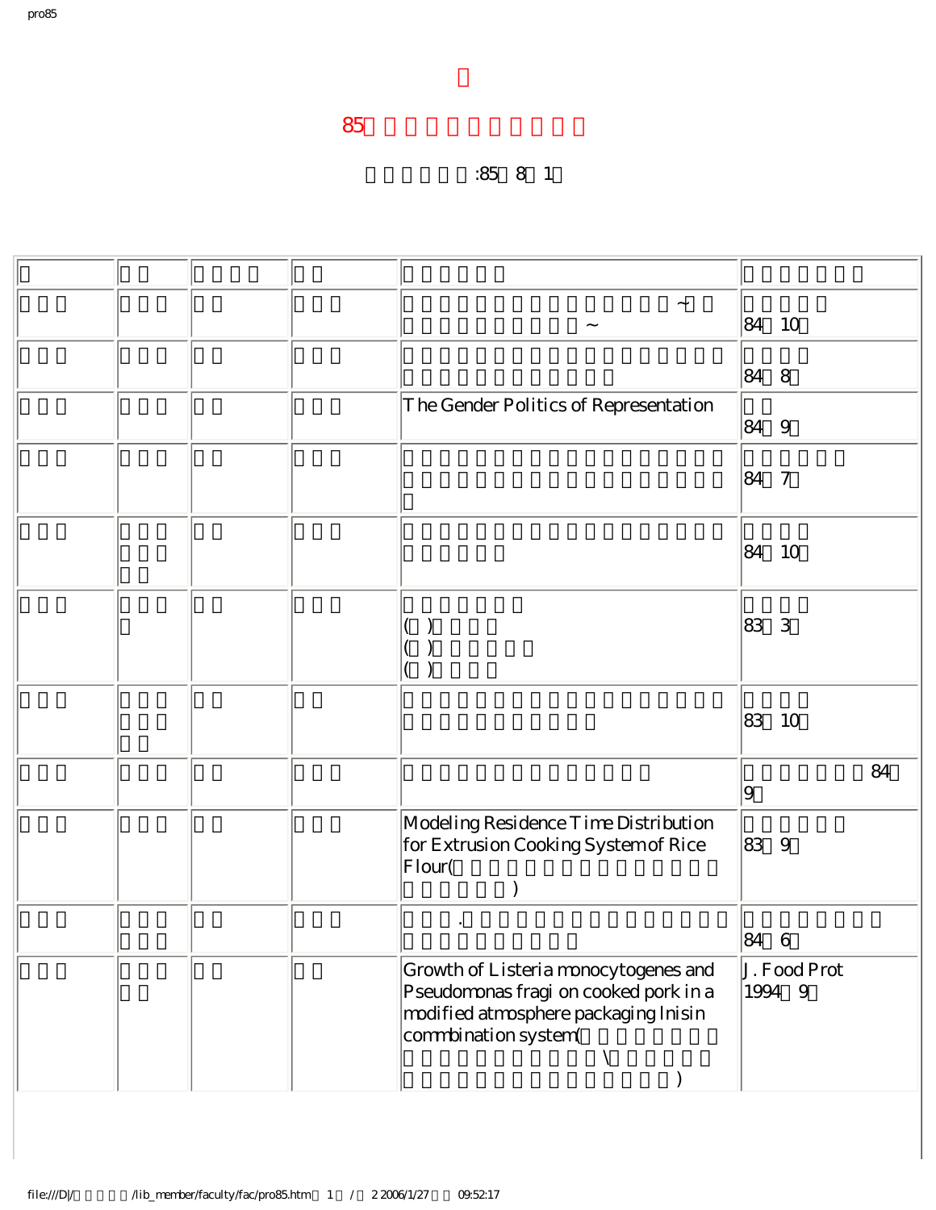# 85

:85 8 1

| | | | | | |
|---|---|---|---|---|---|
| | | | | ~ ~ | 84 10 |
| | | | | | 84 8 |
| | | | | The Gender Politics of Representation | 84 9 |
| | | | | | 84 7 |
| | | | | | 84 10 |
| | | | | ( ) ( ) ( ) | 83 3 |
| | | | | | 83 10 |
| | | | | | 84 9 |
| | | | | Modeling Residence Time Distribution for Extrusion Cooking System of Rice Flour( ) | 83 9 |
| | | | | . | 84 6 |
| | | | | Growth of Listeria monocytogenes and Pseudomonas fragi on cooked pork in a modified atmosphere packaging lnisin commbination system( \ ) | J. Food Prot 1994 9 |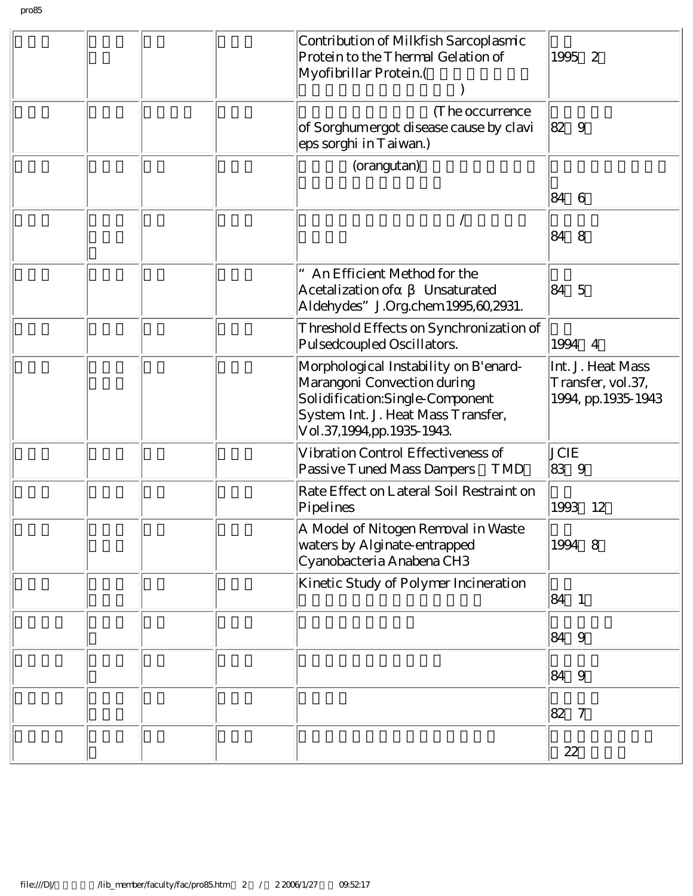| | | | | | |
|---|---|---|---|---|---|
| | | | | Contribution of Milkfish Sarcoplasmic Protein to the Thermal Gelation of Myofibrillar Protein.( ) | 1995 2 |
| | | | | (The occurrence of Sorghum ergot disease cause by clavi eps sorghi in Taiwan.) | 82 9 |
| | | | | (orangutan) | 84 6 |
| | | | | / | 84 8 |
| | | | | " An Efficient Method for the Acetalization of α β Unsaturated Aldehydes" J.Org.chem 1995,60,2931. | 84 5 |
| | | | | Threshold Effects on Synchronization of Pulsedcoupled Oscillators. | 1994 4 |
| | | | | Morphological Instability on B'enard-Marangoni Convection during Solidification:Single-Component System. Int. J. Heat Mass Transfer, Vol.37,1994,pp.1935-1943. | Int. J. Heat Mass Transfer, vol.37, 1994, pp.1935-1943 |
| | | | | Vibration Control Effectiveness of Passive Tuned Mass Dampers TMD | JCIE 83 9 |
| | | | | Rate Effect on Lateral Soil Restraint on Pipelines | 1993 12 |
| | | | | A Model of Nitogen Removal in Waste waters by Alginate-entrapped Cyanobacteria Anabena CH3 | 1994 8 |
| | | | | Kinetic Study of Polymer Incineration | 84 1 |
| | | | | | 84 9 |
| | | | | | 84 9 |
| | | | | | 82 7 |
| | | | | | 22 |